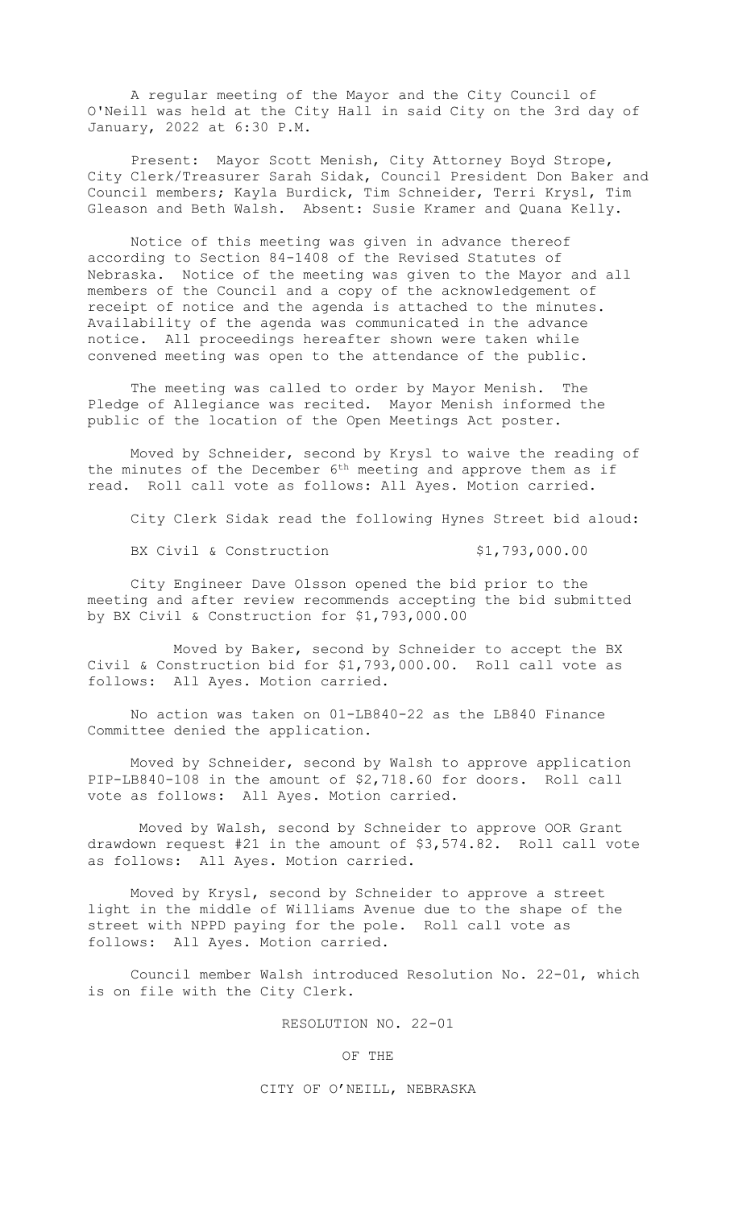A regular meeting of the Mayor and the City Council of O'Neill was held at the City Hall in said City on the 3rd day of January, 2022 at 6:30 P.M.

Present: Mayor Scott Menish, City Attorney Boyd Strope, City Clerk/Treasurer Sarah Sidak, Council President Don Baker and Council members; Kayla Burdick, Tim Schneider, Terri Krysl, Tim Gleason and Beth Walsh. Absent: Susie Kramer and Quana Kelly.

Notice of this meeting was given in advance thereof according to Section 84-1408 of the Revised Statutes of Nebraska. Notice of the meeting was given to the Mayor and all members of the Council and a copy of the acknowledgement of receipt of notice and the agenda is attached to the minutes. Availability of the agenda was communicated in the advance notice. All proceedings hereafter shown were taken while convened meeting was open to the attendance of the public.

The meeting was called to order by Mayor Menish. The Pledge of Allegiance was recited. Mayor Menish informed the public of the location of the Open Meetings Act poster.

Moved by Schneider, second by Krysl to waive the reading of the minutes of the December 6th meeting and approve them as if read. Roll call vote as follows: All Ayes. Motion carried.

City Clerk Sidak read the following Hynes Street bid aloud:

BX Civil & Construction $1,793,000.00

City Engineer Dave Olsson opened the bid prior to the meeting and after review recommends accepting the bid submitted by BX Civil & Construction for $1,793,000.00

Moved by Baker, second by Schneider to accept the BX Civil & Construction bid for $1,793,000.00. Roll call vote as follows: All Ayes. Motion carried.

No action was taken on 01-LB840-22 as the LB840 Finance Committee denied the application.

Moved by Schneider, second by Walsh to approve application PIP-LB840-108 in the amount of $2,718.60 for doors. Roll call vote as follows: All Ayes. Motion carried.

Moved by Walsh, second by Schneider to approve OOR Grant drawdown request #21 in the amount of $3,574.82. Roll call vote as follows: All Ayes. Motion carried.

Moved by Krysl, second by Schneider to approve a street light in the middle of Williams Avenue due to the shape of the street with NPPD paying for the pole. Roll call vote as follows: All Ayes. Motion carried.

Council member Walsh introduced Resolution No. 22-01, which is on file with the City Clerk.

RESOLUTION NO. 22-01

OF THE

CITY OF O'NEILL, NEBRASKA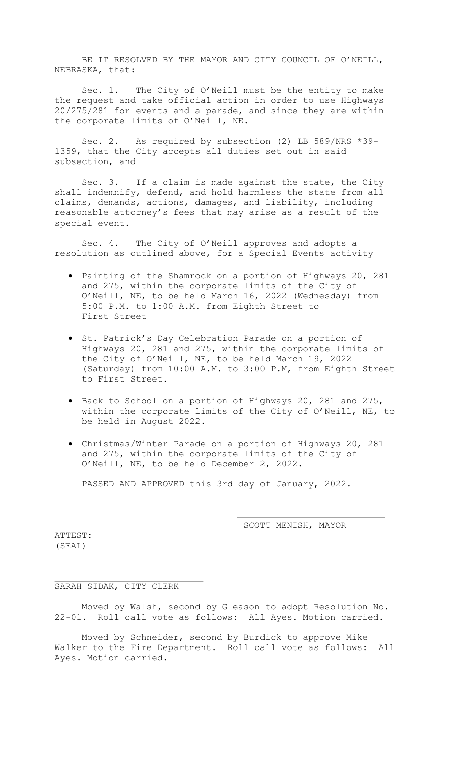BE IT RESOLVED BY THE MAYOR AND CITY COUNCIL OF O'NEILL, NEBRASKA, that:

Sec. 1. The City of O'Neill must be the entity to make the request and take official action in order to use Highways 20/275/281 for events and a parade, and since they are within the corporate limits of O'Neill, NE.

Sec. 2. As required by subsection (2) LB 589/NRS *39-1359, that the City accepts all duties set out in said subsection, and

Sec. 3. If a claim is made against the state, the City shall indemnify, defend, and hold harmless the state from all claims, demands, actions, damages, and liability, including reasonable attorney's fees that may arise as a result of the special event.

Sec. 4. The City of O'Neill approves and adopts a resolution as outlined above, for a Special Events activity

- Painting of the Shamrock on a portion of Highways 20, 281 and 275, within the corporate limits of the City of O'Neill, NE, to be held March 16, 2022 (Wednesday) from 5:00 P.M. to 1:00 A.M. from Eighth Street to First Street
- St. Patrick's Day Celebration Parade on a portion of Highways 20, 281 and 275, within the corporate limits of the City of O'Neill, NE, to be held March 19, 2022 (Saturday) from 10:00 A.M. to 3:00 P.M, from Eighth Street to First Street.
- Back to School on a portion of Highways 20, 281 and 275, within the corporate limits of the City of O'Neill, NE, to be held in August 2022.
- Christmas/Winter Parade on a portion of Highways 20, 281 and 275, within the corporate limits of the City of O'Neill, NE, to be held December 2, 2022.

PASSED AND APPROVED this 3rd day of January, 2022.

\_\_\_\_\_\_\_\_\_\_\_\_\_\_\_\_\_\_\_\_\_\_\_\_\_\_\_\_

SCOTT MENISH, MAYOR

ATTEST:
(SEAL)

\_\_\_\_\_\_\_\_\_\_\_\_\_\_\_\_\_\_\_\_\_\_\_\_\_\_\_\_

SARAH SIDAK, CITY CLERK

Moved by Walsh, second by Gleason to adopt Resolution No. 22-01. Roll call vote as follows: All Ayes. Motion carried.

Moved by Schneider, second by Burdick to approve Mike Walker to the Fire Department. Roll call vote as follows: All Ayes. Motion carried.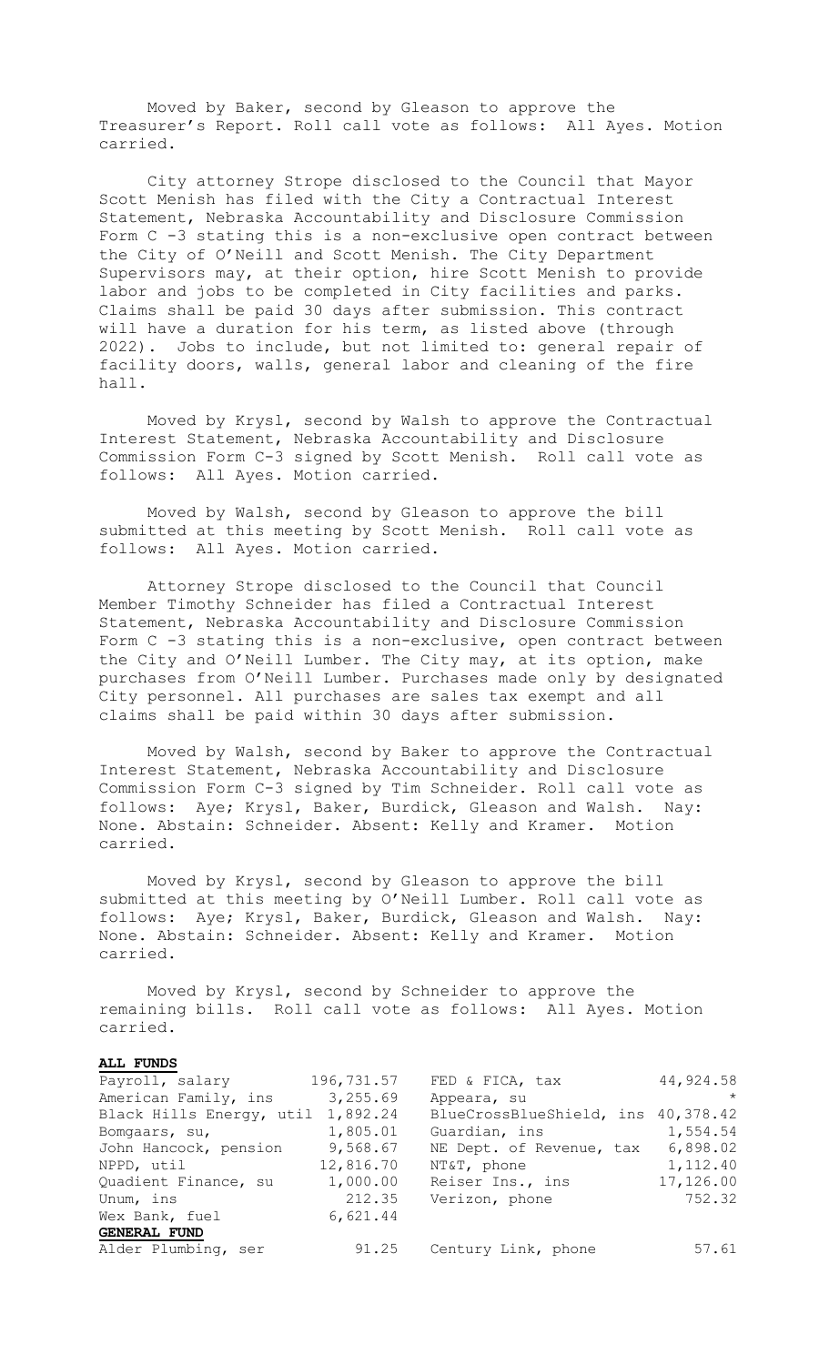Moved by Baker, second by Gleason to approve the Treasurer's Report. Roll call vote as follows: All Ayes. Motion carried.

City attorney Strope disclosed to the Council that Mayor Scott Menish has filed with the City a Contractual Interest Statement, Nebraska Accountability and Disclosure Commission Form C -3 stating this is a non-exclusive open contract between the City of O'Neill and Scott Menish. The City Department Supervisors may, at their option, hire Scott Menish to provide labor and jobs to be completed in City facilities and parks. Claims shall be paid 30 days after submission. This contract will have a duration for his term, as listed above (through 2022). Jobs to include, but not limited to: general repair of facility doors, walls, general labor and cleaning of the fire hall.

Moved by Krysl, second by Walsh to approve the Contractual Interest Statement, Nebraska Accountability and Disclosure Commission Form C-3 signed by Scott Menish. Roll call vote as follows: All Ayes. Motion carried.

Moved by Walsh, second by Gleason to approve the bill submitted at this meeting by Scott Menish. Roll call vote as follows: All Ayes. Motion carried.

Attorney Strope disclosed to the Council that Council Member Timothy Schneider has filed a Contractual Interest Statement, Nebraska Accountability and Disclosure Commission Form C -3 stating this is a non-exclusive, open contract between the City and O'Neill Lumber. The City may, at its option, make purchases from O'Neill Lumber. Purchases made only by designated City personnel. All purchases are sales tax exempt and all claims shall be paid within 30 days after submission.

Moved by Walsh, second by Baker to approve the Contractual Interest Statement, Nebraska Accountability and Disclosure Commission Form C-3 signed by Tim Schneider. Roll call vote as follows: Aye; Krysl, Baker, Burdick, Gleason and Walsh. Nay: None. Abstain: Schneider. Absent: Kelly and Kramer. Motion carried.

Moved by Krysl, second by Gleason to approve the bill submitted at this meeting by O'Neill Lumber. Roll call vote as follows: Aye; Krysl, Baker, Burdick, Gleason and Walsh. Nay: None. Abstain: Schneider. Absent: Kelly and Kramer. Motion carried.

Moved by Krysl, second by Schneider to approve the remaining bills. Roll call vote as follows: All Ayes. Motion carried.

**ALL FUNDS**

| | | | |
|---|---|---|---|
| Payroll, salary | 196,731.57 | FED & FICA, tax | 44,924.58 |
| American Family, ins | 3,255.69 | Appeara, su | * |
| Black Hills Energy, util | 1,892.24 | BlueCrossBlueShield, ins | 40,378.42 |
| Bomgaars, su, | 1,805.01 | Guardian, ins | 1,554.54 |
| John Hancock, pension | 9,568.67 | NE Dept. of Revenue, tax | 6,898.02 |
| NPPD, util | 12,816.70 | NT&T, phone | 1,112.40 |
| Quadient Finance, su | 1,000.00 | Reiser Ins., ins | 17,126.00 |
| Unum, ins | 212.35 | Verizon, phone | 752.32 |
| Wex Bank, fuel | 6,621.44 | | |

**GENERAL FUND**

| | | | |
|---|---|---|---|
| Alder Plumbing, ser | 91.25 | Century Link, phone | 57.61 |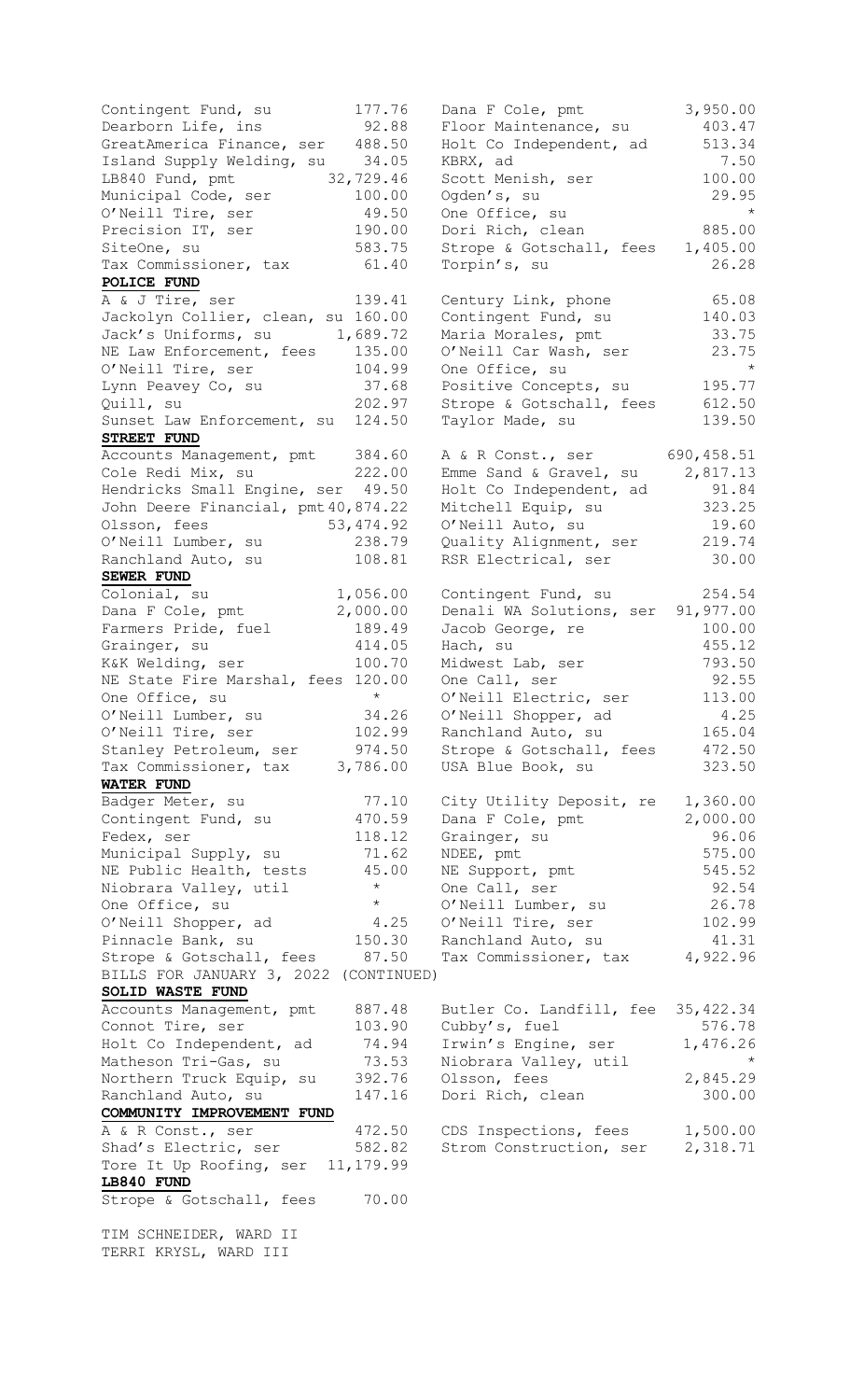| | | | |
|---|---|---|---|
| Contingent Fund, su | 177.76 | Dana F Cole, pmt | 3,950.00 |
| Dearborn Life, ins | 92.88 | Floor Maintenance, su | 403.47 |
| GreatAmerica Finance, ser | 488.50 | Holt Co Independent, ad | 513.34 |
| Island Supply Welding, su | 34.05 | KBRX, ad | 7.50 |
| LB840 Fund, pmt | 32,729.46 | Scott Menish, ser | 100.00 |
| Municipal Code, ser | 100.00 | Ogden's, su | 29.95 |
| O'Neill Tire, ser | 49.50 | One Office, su | * |
| Precision IT, ser | 190.00 | Dori Rich, clean | 885.00 |
| SiteOne, su | 583.75 | Strope & Gotschall, fees | 1,405.00 |
| Tax Commissioner, tax | 61.40 | Torpin's, su | 26.28 |

**POLICE FUND**

| | | | |
|---|---|---|---|
| A & J Tire, ser | 139.41 | Century Link, phone | 65.08 |
| Jackolyn Collier, clean, su | 160.00 | Contingent Fund, su | 140.03 |
| Jack's Uniforms, su | 1,689.72 | Maria Morales, pmt | 33.75 |
| NE Law Enforcement, fees | 135.00 | O'Neill Car Wash, ser | 23.75 |
| O'Neill Tire, ser | 104.99 | One Office, su | * |
| Lynn Peavey Co, su | 37.68 | Positive Concepts, su | 195.77 |
| Quill, su | 202.97 | Strope & Gotschall, fees | 612.50 |
| Sunset Law Enforcement, su | 124.50 | Taylor Made, su | 139.50 |

**STREET FUND**

| | | | |
|---|---|---|---|
| Accounts Management, pmt | 384.60 | A & R Const., ser | 690,458.51 |
| Cole Redi Mix, su | 222.00 | Emme Sand & Gravel, su | 2,817.13 |
| Hendricks Small Engine, ser | 49.50 | Holt Co Independent, ad | 91.84 |
| John Deere Financial, pmt | 40,874.22 | Mitchell Equip, su | 323.25 |
| Olsson, fees | 53,474.92 | O'Neill Auto, su | 19.60 |
| O'Neill Lumber, su | 238.79 | Quality Alignment, ser | 219.74 |
| Ranchland Auto, su | 108.81 | RSR Electrical, ser | 30.00 |

**SEWER FUND**

| | | | |
|---|---|---|---|
| Colonial, su | 1,056.00 | Contingent Fund, su | 254.54 |
| Dana F Cole, pmt | 2,000.00 | Denali WA Solutions, ser | 91,977.00 |
| Farmers Pride, fuel | 189.49 | Jacob George, re | 100.00 |
| Grainger, su | 414.05 | Hach, su | 455.12 |
| K&K Welding, ser | 100.70 | Midwest Lab, ser | 793.50 |
| NE State Fire Marshal, fees | 120.00 | One Call, ser | 92.55 |
| One Office, su | * | O'Neill Electric, ser | 113.00 |
| O'Neill Lumber, su | 34.26 | O'Neill Shopper, ad | 4.25 |
| O'Neill Tire, ser | 102.99 | Ranchland Auto, su | 165.04 |
| Stanley Petroleum, ser | 974.50 | Strope & Gotschall, fees | 472.50 |
| Tax Commissioner, tax | 3,786.00 | USA Blue Book, su | 323.50 |

**WATER FUND**

| | | | |
|---|---|---|---|
| Badger Meter, su | 77.10 | City Utility Deposit, re | 1,360.00 |
| Contingent Fund, su | 470.59 | Dana F Cole, pmt | 2,000.00 |
| Fedex, ser | 118.12 | Grainger, su | 96.06 |
| Municipal Supply, su | 71.62 | NDEE, pmt | 575.00 |
| NE Public Health, tests | 45.00 | NE Support, pmt | 545.52 |
| Niobrara Valley, util | * | One Call, ser | 92.54 |
| One Office, su | * | O'Neill Lumber, su | 26.78 |
| O'Neill Shopper, ad | 4.25 | O'Neill Tire, ser | 102.99 |
| Pinnacle Bank, su | 150.30 | Ranchland Auto, su | 41.31 |
| Strope & Gotschall, fees | 87.50 | Tax Commissioner, tax | 4,922.96 |

BILLS FOR JANUARY 3, 2022 (CONTINUED)

**SOLID WASTE FUND**

| | | | |
|---|---|---|---|
| Accounts Management, pmt | 887.48 | Butler Co. Landfill, fee | 35,422.34 |
| Connot Tire, ser | 103.90 | Cubby's, fuel | 576.78 |
| Holt Co Independent, ad | 74.94 | Irwin's Engine, ser | 1,476.26 |
| Matheson Tri-Gas, su | 73.53 | Niobrara Valley, util | * |
| Northern Truck Equip, su | 392.76 | Olsson, fees | 2,845.29 |
| Ranchland Auto, su | 147.16 | Dori Rich, clean | 300.00 |

**COMMUNITY IMPROVEMENT FUND**

| | | | |
|---|---|---|---|
| A & R Const., ser | 472.50 | CDS Inspections, fees | 1,500.00 |
| Shad's Electric, ser | 582.82 | Strom Construction, ser | 2,318.71 |
| Tore It Up Roofing, ser | 11,179.99 | | |

**LB840 FUND**

| | |
|---|---|
| Strope & Gotschall, fees | 70.00 |

TIM SCHNEIDER, WARD II
TERRI KRYSL, WARD III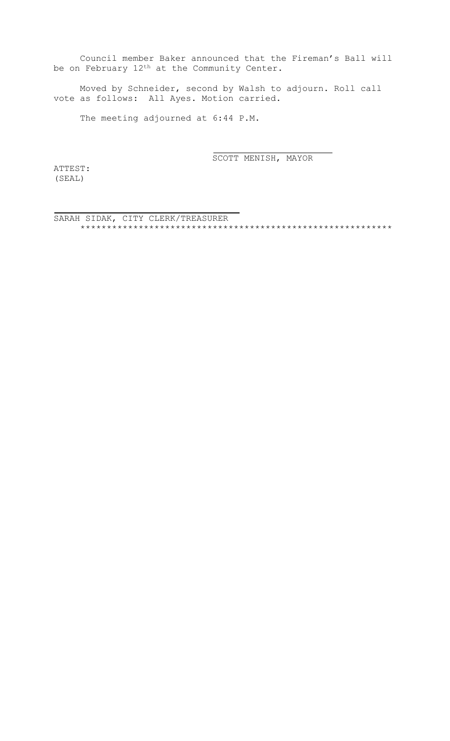Council member Baker announced that the Fireman's Ball will be on February 12th at the Community Center.

Moved by Schneider, second by Walsh to adjourn. Roll call vote as follows: All Ayes. Motion carried.

The meeting adjourned at 6:44 P.M.

\_\_\_\_\_\_\_\_\_\_\_\_\_\_\_\_\_\_\_\_\_\_\_\_

SCOTT MENISH, MAYOR

ATTEST:
(SEAL)

\_\_\_\_\_\_\_\_\_\_\_\_\_\_\_\_\_\_\_\_\_\_\_\_\_\_\_\_\_\_\_\_\_\_

SARAH SIDAK, CITY CLERK/TREASURER

\*\*\*\*\*\*\*\*\*\*\*\*\*\*\*\*\*\*\*\*\*\*\*\*\*\*\*\*\*\*\*\*\*\*\*\*\*\*\*\*\*\*\*\*\*\*\*\*\*\*\*\*\*\*\*\*\*\*\*\*